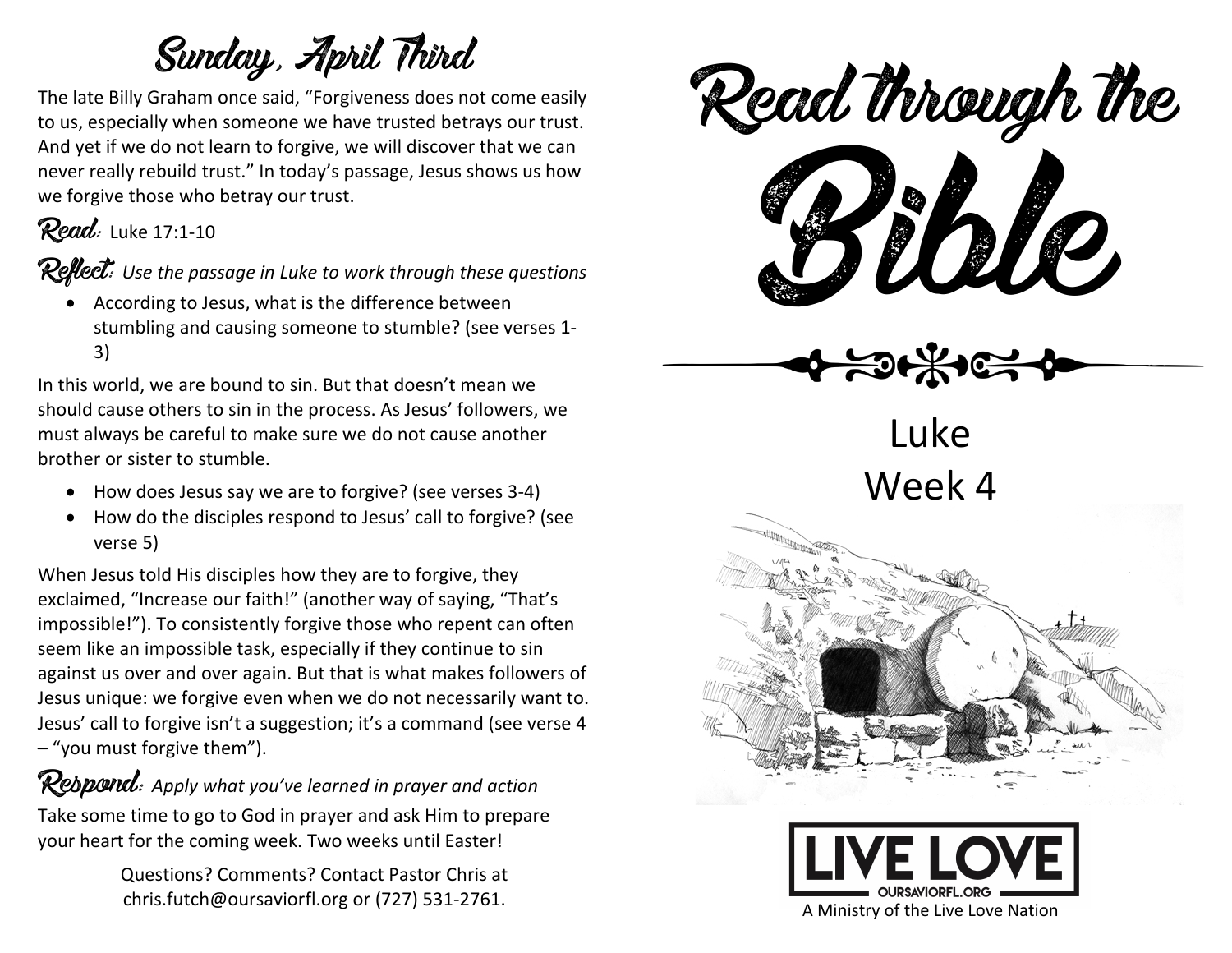## Sunday, April Third

The late Billy Graham once said, "Forgiveness does not come easily to us, especially when someone we have trusted betrays our trust. And yet if we do not learn to forgive, we will discover that we can never really rebuild trust." In today's passage, Jesus shows us how we forgive those who betray our trust.

**Read:** Luke 17:1-10

**Reflect:** *Use the passage in Luke to work through these questions*

- According to Jesus, what is the difference between stumbling and causing someone to stumble? (see verses 1-3)

In this world, we are bound to sin. But that doesn't mean we should cause others to sin in the process. As Jesus' followers, we must always be careful to make sure we do not cause another brother or sister to stumble.

- How does Jesus say we are to forgive? (see verses 3-4)
- How do the disciples respond to Jesus' call to forgive? (see verse 5)

When Jesus told His disciples how they are to forgive, they exclaimed, "Increase our faith!" (another way of saying, "That's impossible!"). To consistently forgive those who repent can often seem like an impossible task, especially if they continue to sin against us over and over again. But that is what makes followers of Jesus unique: we forgive even when we do not necessarily want to. Jesus' call to forgive isn't a suggestion; it's a command (see verse 4 – "you must forgive them").

**Respond:** *Apply what you've learned in prayer and action*

Take some time to go to God in prayer and ask Him to prepare your heart for the coming week. Two weeks until Easter!

Questions? Comments? Contact Pastor Chris at chris.futch@oursaviorfl.org or (727) 531-2761.

# Read through the Bible

## Luke
## Week 4

LIVE LOVE
OURSAVIORFL.ORG

A Ministry of the Live Love Nation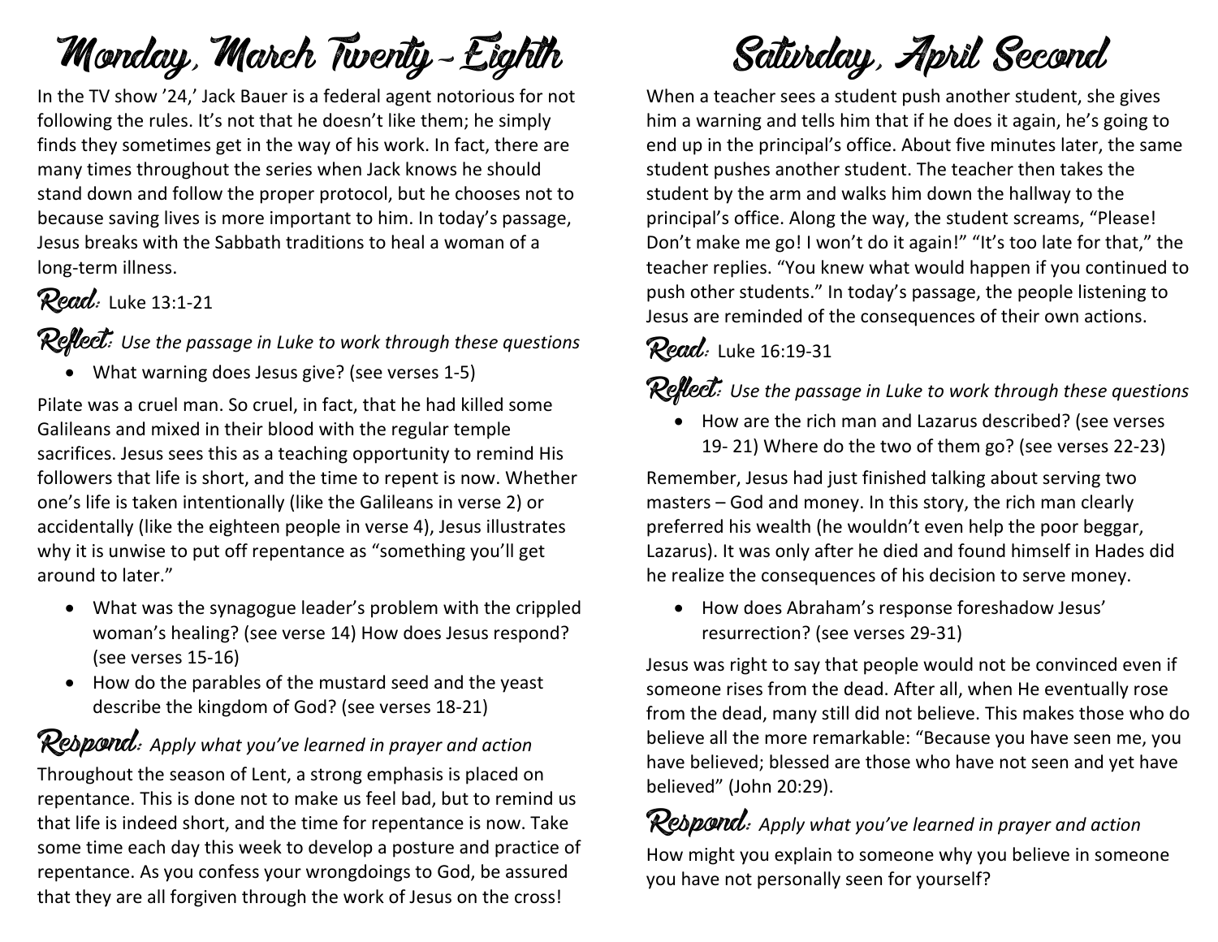# Monday, March Twenty-Eighth

In the TV show '24,' Jack Bauer is a federal agent notorious for not following the rules. It's not that he doesn't like them; he simply finds they sometimes get in the way of his work. In fact, there are many times throughout the series when Jack knows he should stand down and follow the proper protocol, but he chooses not to because saving lives is more important to him. In today's passage, Jesus breaks with the Sabbath traditions to heal a woman of a long-term illness.

**Read:** Luke 13:1-21

**Reflect:** *Use the passage in Luke to work through these questions*

- What warning does Jesus give? (see verses 1-5)

Pilate was a cruel man. So cruel, in fact, that he had killed some Galileans and mixed in their blood with the regular temple sacrifices. Jesus sees this as a teaching opportunity to remind His followers that life is short, and the time to repent is now. Whether one's life is taken intentionally (like the Galileans in verse 2) or accidentally (like the eighteen people in verse 4), Jesus illustrates why it is unwise to put off repentance as "something you'll get around to later."

- What was the synagogue leader's problem with the crippled woman's healing? (see verse 14) How does Jesus respond? (see verses 15-16)
- How do the parables of the mustard seed and the yeast describe the kingdom of God? (see verses 18-21)

**Respond:** *Apply what you've learned in prayer and action*

Throughout the season of Lent, a strong emphasis is placed on repentance. This is done not to make us feel bad, but to remind us that life is indeed short, and the time for repentance is now. Take some time each day this week to develop a posture and practice of repentance. As you confess your wrongdoings to God, be assured that they are all forgiven through the work of Jesus on the cross!

# Saturday, April Second

When a teacher sees a student push another student, she gives him a warning and tells him that if he does it again, he's going to end up in the principal's office. About five minutes later, the same student pushes another student. The teacher then takes the student by the arm and walks him down the hallway to the principal's office. Along the way, the student screams, "Please! Don't make me go! I won't do it again!" "It's too late for that," the teacher replies. "You knew what would happen if you continued to push other students." In today's passage, the people listening to Jesus are reminded of the consequences of their own actions.

**Read:** Luke 16:19-31

**Reflect:** *Use the passage in Luke to work through these questions*

- How are the rich man and Lazarus described? (see verses 19- 21) Where do the two of them go? (see verses 22-23)

Remember, Jesus had just finished talking about serving two masters – God and money. In this story, the rich man clearly preferred his wealth (he wouldn't even help the poor beggar, Lazarus). It was only after he died and found himself in Hades did he realize the consequences of his decision to serve money.

- How does Abraham's response foreshadow Jesus' resurrection? (see verses 29-31)

Jesus was right to say that people would not be convinced even if someone rises from the dead. After all, when He eventually rose from the dead, many still did not believe. This makes those who do believe all the more remarkable: "Because you have seen me, you have believed; blessed are those who have not seen and yet have believed" (John 20:29).

**Respond:** *Apply what you've learned in prayer and action*

How might you explain to someone why you believe in someone you have not personally seen for yourself?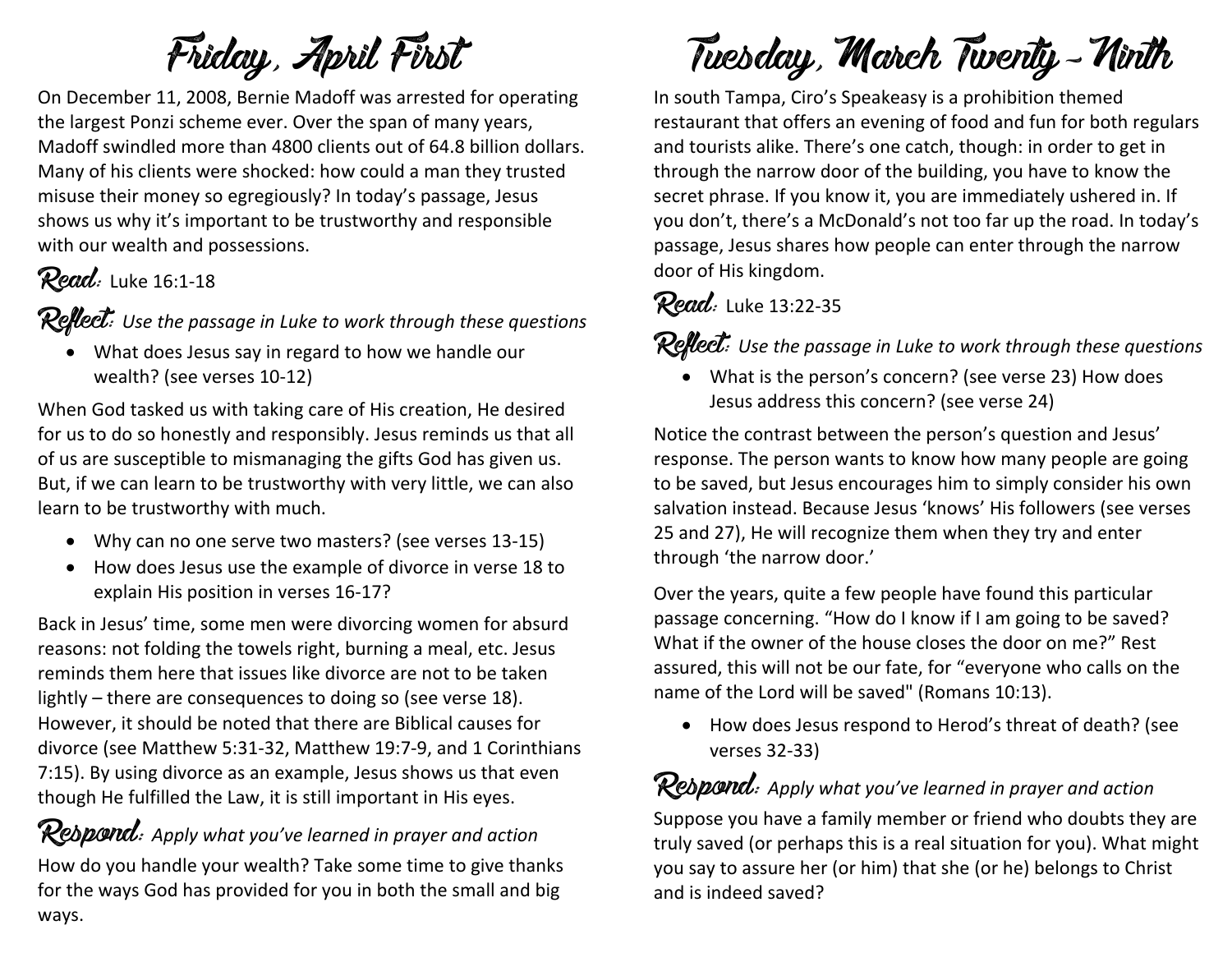# Friday, April First

On December 11, 2008, Bernie Madoff was arrested for operating the largest Ponzi scheme ever. Over the span of many years, Madoff swindled more than 4800 clients out of 64.8 billion dollars. Many of his clients were shocked: how could a man they trusted misuse their money so egregiously? In today's passage, Jesus shows us why it's important to be trustworthy and responsible with our wealth and possessions.

**Read:** Luke 16:1-18

**Reflect:** *Use the passage in Luke to work through these questions*

- What does Jesus say in regard to how we handle our wealth? (see verses 10-12)

When God tasked us with taking care of His creation, He desired for us to do so honestly and responsibly. Jesus reminds us that all of us are susceptible to mismanaging the gifts God has given us. But, if we can learn to be trustworthy with very little, we can also learn to be trustworthy with much.

- Why can no one serve two masters? (see verses 13-15)
- How does Jesus use the example of divorce in verse 18 to explain His position in verses 16-17?

Back in Jesus' time, some men were divorcing women for absurd reasons: not folding the towels right, burning a meal, etc. Jesus reminds them here that issues like divorce are not to be taken lightly – there are consequences to doing so (see verse 18). However, it should be noted that there are Biblical causes for divorce (see Matthew 5:31-32, Matthew 19:7-9, and 1 Corinthians 7:15). By using divorce as an example, Jesus shows us that even though He fulfilled the Law, it is still important in His eyes.

**Respond:** *Apply what you've learned in prayer and action*

How do you handle your wealth? Take some time to give thanks for the ways God has provided for you in both the small and big ways.

# Tuesday, March Twenty-Ninth

In south Tampa, Ciro's Speakeasy is a prohibition themed restaurant that offers an evening of food and fun for both regulars and tourists alike. There's one catch, though: in order to get in through the narrow door of the building, you have to know the secret phrase. If you know it, you are immediately ushered in. If you don't, there's a McDonald's not too far up the road. In today's passage, Jesus shares how people can enter through the narrow door of His kingdom.

**Read:** Luke 13:22-35

**Reflect:** *Use the passage in Luke to work through these questions*

- What is the person's concern? (see verse 23) How does Jesus address this concern? (see verse 24)

Notice the contrast between the person's question and Jesus' response. The person wants to know how many people are going to be saved, but Jesus encourages him to simply consider his own salvation instead. Because Jesus 'knows' His followers (see verses 25 and 27), He will recognize them when they try and enter through 'the narrow door.'

Over the years, quite a few people have found this particular passage concerning. "How do I know if I am going to be saved? What if the owner of the house closes the door on me?" Rest assured, this will not be our fate, for "everyone who calls on the name of the Lord will be saved" (Romans 10:13).

- How does Jesus respond to Herod's threat of death? (see verses 32-33)

**Respond:** *Apply what you've learned in prayer and action*

Suppose you have a family member or friend who doubts they are truly saved (or perhaps this is a real situation for you). What might you say to assure her (or him) that she (or he) belongs to Christ and is indeed saved?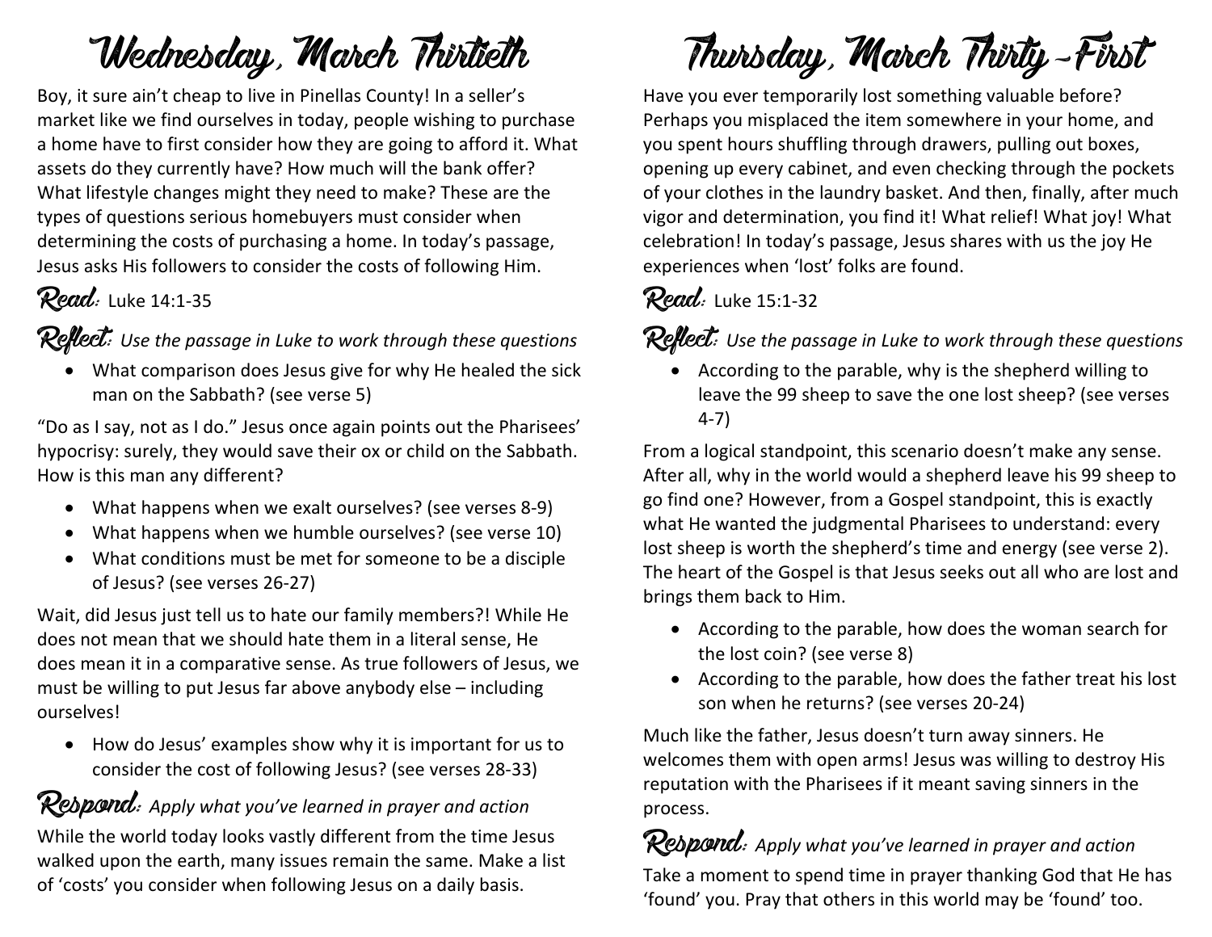# Wednesday, March Thirtieth

Boy, it sure ain't cheap to live in Pinellas County! In a seller's market like we find ourselves in today, people wishing to purchase a home have to first consider how they are going to afford it. What assets do they currently have? How much will the bank offer? What lifestyle changes might they need to make? These are the types of questions serious homebuyers must consider when determining the costs of purchasing a home. In today's passage, Jesus asks His followers to consider the costs of following Him.

**Read:** Luke 14:1-35

**Reflect:** *Use the passage in Luke to work through these questions*

- What comparison does Jesus give for why He healed the sick man on the Sabbath? (see verse 5)

"Do as I say, not as I do." Jesus once again points out the Pharisees' hypocrisy: surely, they would save their ox or child on the Sabbath. How is this man any different?

- What happens when we exalt ourselves? (see verses 8-9)
- What happens when we humble ourselves? (see verse 10)
- What conditions must be met for someone to be a disciple of Jesus? (see verses 26-27)

Wait, did Jesus just tell us to hate our family members?! While He does not mean that we should hate them in a literal sense, He does mean it in a comparative sense. As true followers of Jesus, we must be willing to put Jesus far above anybody else – including ourselves!

- How do Jesus' examples show why it is important for us to consider the cost of following Jesus? (see verses 28-33)

**Respond:** *Apply what you've learned in prayer and action*

While the world today looks vastly different from the time Jesus walked upon the earth, many issues remain the same. Make a list of 'costs' you consider when following Jesus on a daily basis.

# Thursday, March Thirty-First

Have you ever temporarily lost something valuable before? Perhaps you misplaced the item somewhere in your home, and you spent hours shuffling through drawers, pulling out boxes, opening up every cabinet, and even checking through the pockets of your clothes in the laundry basket. And then, finally, after much vigor and determination, you find it! What relief! What joy! What celebration! In today's passage, Jesus shares with us the joy He experiences when 'lost' folks are found.

**Read:** Luke 15:1-32

**Reflect:** *Use the passage in Luke to work through these questions*

- According to the parable, why is the shepherd willing to leave the 99 sheep to save the one lost sheep? (see verses 4-7)

From a logical standpoint, this scenario doesn't make any sense. After all, why in the world would a shepherd leave his 99 sheep to go find one? However, from a Gospel standpoint, this is exactly what He wanted the judgmental Pharisees to understand: every lost sheep is worth the shepherd's time and energy (see verse 2). The heart of the Gospel is that Jesus seeks out all who are lost and brings them back to Him.

- According to the parable, how does the woman search for the lost coin? (see verse 8)
- According to the parable, how does the father treat his lost son when he returns? (see verses 20-24)

Much like the father, Jesus doesn't turn away sinners. He welcomes them with open arms! Jesus was willing to destroy His reputation with the Pharisees if it meant saving sinners in the process.

**Respond:** *Apply what you've learned in prayer and action*

Take a moment to spend time in prayer thanking God that He has 'found' you. Pray that others in this world may be 'found' too.